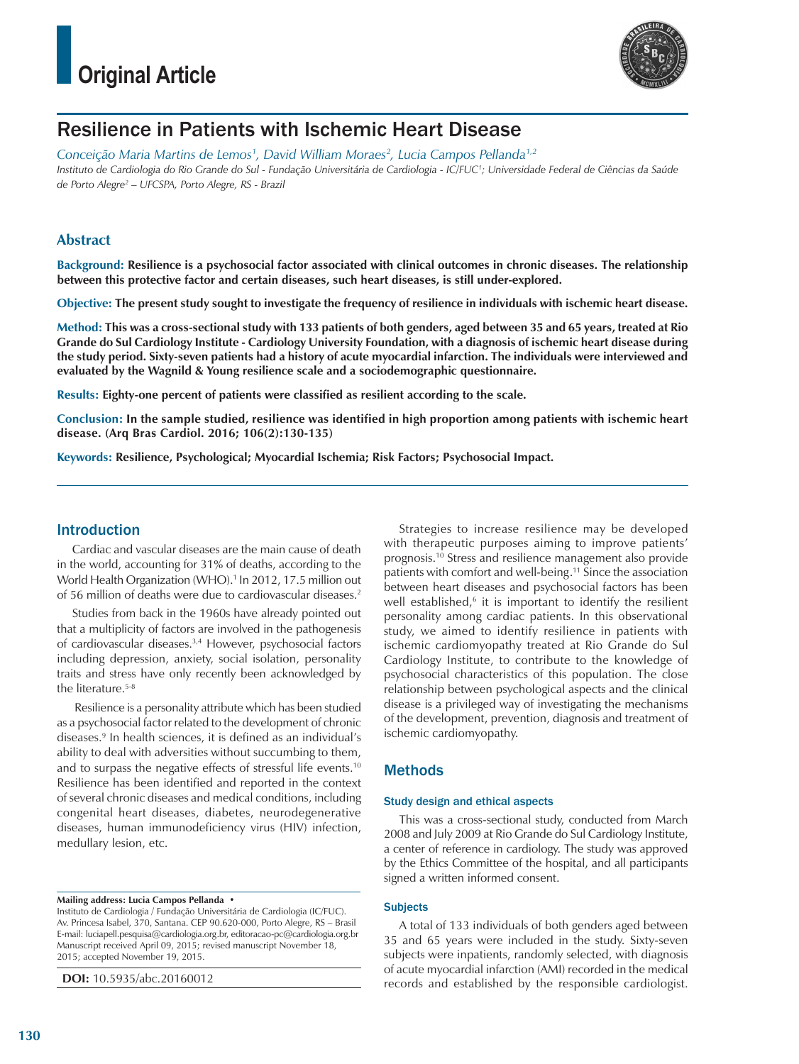# Original Article

# Resilience in Patients with Ischemic Heart Disease

*Conceição Maria Martins de Lemos[1], David William Moraes[2], Lucia Campos Pellanda[1,2]*

*Instituto de Cardiologia do Rio Grande do Sul - Fundação Universitária de Cardiologia - IC/FUC[1]; Universidade Federal de Ciências da Saúde de Porto Alegre[2] – UFCSPA, Porto Alegre, RS - Brazil*

## Abstract

**Background:** **Resilience is a psychosocial factor associated with clinical outcomes in chronic diseases. The relationship between this protective factor and certain diseases, such heart diseases, is still under-explored.**

**Objective:** **The present study sought to investigate the frequency of resilience in individuals with ischemic heart disease.**

**Method:** **This was a cross-sectional study with 133 patients of both genders, aged between 35 and 65 years, treated at Rio Grande do Sul Cardiology Institute - Cardiology University Foundation, with a diagnosis of ischemic heart disease during the study period. Sixty-seven patients had a history of acute myocardial infarction. The individuals were interviewed and evaluated by the Wagnild & Young resilience scale and a sociodemographic questionnaire.**

**Results:** **Eighty-one percent of patients were classified as resilient according to the scale.**

**Conclusion:** **In the sample studied, resilience was identified in high proportion among patients with ischemic heart disease. (Arq Bras Cardiol. 2016; 106(2):130-135)**

**Keywords:** **Resilience, Psychological; Myocardial Ischemia; Risk Factors; Psychosocial Impact.**

## Introduction

Cardiac and vascular diseases are the main cause of death in the world, accounting for 31% of deaths, according to the World Health Organization (WHO).[1] In 2012, 17.5 million out of 56 million of deaths were due to cardiovascular diseases.[2]

Studies from back in the 1960s have already pointed out that a multiplicity of factors are involved in the pathogenesis of cardiovascular diseases.[3,4] However, psychosocial factors including depression, anxiety, social isolation, personality traits and stress have only recently been acknowledged by the literature.[5-8]

Resilience is a personality attribute which has been studied as a psychosocial factor related to the development of chronic diseases.[9] In health sciences, it is defined as an individual's ability to deal with adversities without succumbing to them, and to surpass the negative effects of stressful life events.[10] Resilience has been identified and reported in the context of several chronic diseases and medical conditions, including congenital heart diseases, diabetes, neurodegenerative diseases, human immunodeficiency virus (HIV) infection, medullary lesion, etc.

Strategies to increase resilience may be developed with therapeutic purposes aiming to improve patients' prognosis.[10] Stress and resilience management also provide patients with comfort and well-being.[11] Since the association between heart diseases and psychosocial factors has been well established,[6] it is important to identify the resilient personality among cardiac patients. In this observational study, we aimed to identify resilience in patients with ischemic cardiomyopathy treated at Rio Grande do Sul Cardiology Institute, to contribute to the knowledge of psychosocial characteristics of this population. The close relationship between psychological aspects and the clinical disease is a privileged way of investigating the mechanisms of the development, prevention, diagnosis and treatment of ischemic cardiomyopathy.

## Methods

### Study design and ethical aspects

This was a cross-sectional study, conducted from March 2008 and July 2009 at Rio Grande do Sul Cardiology Institute, a center of reference in cardiology. The study was approved by the Ethics Committee of the hospital, and all participants signed a written informed consent.

### Subjects

A total of 133 individuals of both genders aged between 35 and 65 years were included in the study. Sixty-seven subjects were inpatients, randomly selected, with diagnosis of acute myocardial infarction (AMI) recorded in the medical records and established by the responsible cardiologist.

**Mailing address: Lucia Campos Pellanda •**
Instituto de Cardiologia / Fundação Universitária de Cardiologia (IC/FUC). Av. Princesa Isabel, 370, Santana. CEP 90.620-000, Porto Alegre, RS – Brasil
E-mail: luciapell.pesquisa@cardiologia.org.br, editoracao-pc@cardiologia.org.br
Manuscript received April 09, 2015; revised manuscript November 18, 2015; accepted November 19, 2015.

**DOI:** 10.5935/abc.20160012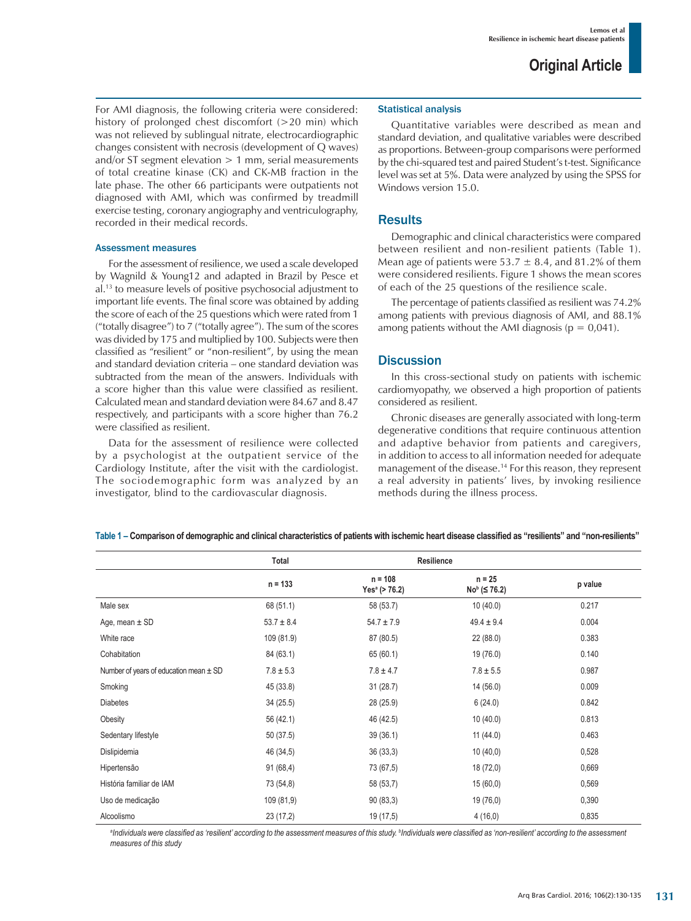For AMI diagnosis, the following criteria were considered: history of prolonged chest discomfort (>20 min) which was not relieved by sublingual nitrate, electrocardiographic changes consistent with necrosis (development of Q waves) and/or ST segment elevation > 1 mm, serial measurements of total creatine kinase (CK) and CK-MB fraction in the late phase. The other 66 participants were outpatients not diagnosed with AMI, which was confirmed by treadmill exercise testing, coronary angiography and ventriculography, recorded in their medical records.

### Assessment measures

For the assessment of resilience, we used a scale developed by Wagnild & Young12 and adapted in Brazil by Pesce et al.[13] to measure levels of positive psychosocial adjustment to important life events. The final score was obtained by adding the score of each of the 25 questions which were rated from 1 ("totally disagree") to 7 ("totally agree"). The sum of the scores was divided by 175 and multiplied by 100. Subjects were then classified as "resilient" or "non-resilient", by using the mean and standard deviation criteria – one standard deviation was subtracted from the mean of the answers. Individuals with a score higher than this value were classified as resilient. Calculated mean and standard deviation were 84.67 and 8.47 respectively, and participants with a score higher than 76.2 were classified as resilient.

Data for the assessment of resilience were collected by a psychologist at the outpatient service of the Cardiology Institute, after the visit with the cardiologist. The sociodemographic form was analyzed by an investigator, blind to the cardiovascular diagnosis.

### Statistical analysis

Quantitative variables were described as mean and standard deviation, and qualitative variables were described as proportions. Between-group comparisons were performed by the chi-squared test and paired Student's t-test. Significance level was set at 5%. Data were analyzed by using the SPSS for Windows version 15.0.

## Results

Demographic and clinical characteristics were compared between resilient and non-resilient patients (Table 1). Mean age of patients were $53.7 \pm 8.4$, and 81.2% of them were considered resilients. Figure 1 shows the mean scores of each of the 25 questions of the resilience scale.

The percentage of patients classified as resilient was 74.2% among patients with previous diagnosis of AMI, and 88.1% among patients without the AMI diagnosis ($p = 0{,}041$).

## Discussion

In this cross-sectional study on patients with ischemic cardiomyopathy, we observed a high proportion of patients considered as resilient.

Chronic diseases are generally associated with long-term degenerative conditions that require continuous attention and adaptive behavior from patients and caregivers, in addition to access to all information needed for adequate management of the disease.[14] For this reason, they represent a real adversity in patients' lives, by invoking resilience methods during the illness process.

**Table 1 – Comparison of demographic and clinical characteristics of patients with ischemic heart disease classified as "resilients" and "non-resilients"**

| | Total | Resilience | | |
|---|---|---|---|---|
| | n = 133 | n = 108 Yes[a] (> 76.2) | n = 25 No[b] (≤ 76.2) | p value |
| Male sex | 68 (51.1) | 58 (53.7) | 10 (40.0) | 0.217 |
| Age, mean ± SD | 53.7 ± 8.4 | 54.7 ± 7.9 | 49.4 ± 9.4 | 0.004 |
| White race | 109 (81.9) | 87 (80.5) | 22 (88.0) | 0.383 |
| Cohabitation | 84 (63.1) | 65 (60.1) | 19 (76.0) | 0.140 |
| Number of years of education mean ± SD | 7.8 ± 5.3 | 7.8 ± 4.7 | 7.8 ± 5.5 | 0.987 |
| Smoking | 45 (33.8) | 31 (28.7) | 14 (56.0) | 0.009 |
| Diabetes | 34 (25.5) | 28 (25.9) | 6 (24.0) | 0.842 |
| Obesity | 56 (42.1) | 46 (42.5) | 10 (40.0) | 0.813 |
| Sedentary lifestyle | 50 (37.5) | 39 (36.1) | 11 (44.0) | 0.463 |
| Dislipidemia | 46 (34,5) | 36 (33,3) | 10 (40,0) | 0,528 |
| Hipertensão | 91 (68,4) | 73 (67,5) | 18 (72,0) | 0,669 |
| História familiar de IAM | 73 (54,8) | 58 (53,7) | 15 (60,0) | 0,569 |
| Uso de medicação | 109 (81,9) | 90 (83,3) | 19 (76,0) | 0,390 |
| Alcoolismo | 23 (17,2) | 19 (17,5) | 4 (16,0) | 0,835 |

*[a]Individuals were classified as 'resilient' according to the assessment measures of this study. [b]Individuals were classified as 'non-resilient' according to the assessment measures of this study*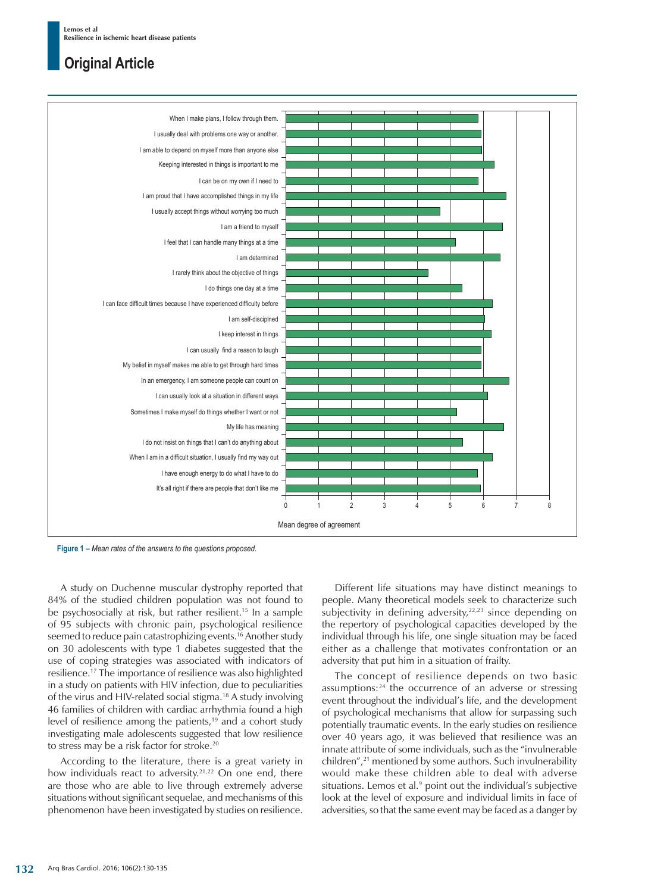Figure 1 – Mean rates of the answers to the questions proposed.

A study on Duchenne muscular dystrophy reported that 84% of the studied children population was not found to be psychosocially at risk, but rather resilient.[15] In a sample of 95 subjects with chronic pain, psychological resilience seemed to reduce pain catastrophizing events.[16] Another study on 30 adolescents with type 1 diabetes suggested that the use of coping strategies was associated with indicators of resilience.[17] The importance of resilience was also highlighted in a study on patients with HIV infection, due to peculiarities of the virus and HIV-related social stigma.[18] A study involving 46 families of children with cardiac arrhythmia found a high level of resilience among the patients,[19] and a cohort study investigating male adolescents suggested that low resilience to stress may be a risk factor for stroke.[20]

According to the literature, there is a great variety in how individuals react to adversity.[21,22] On one end, there are those who are able to live through extremely adverse situations without significant sequelae, and mechanisms of this phenomenon have been investigated by studies on resilience.

Different life situations may have distinct meanings to people. Many theoretical models seek to characterize such subjectivity in defining adversity,[22,23] since depending on the repertory of psychological capacities developed by the individual through his life, one single situation may be faced either as a challenge that motivates confrontation or an adversity that put him in a situation of frailty.

The concept of resilience depends on two basic assumptions:[24] the occurrence of an adverse or stressing event throughout the individual's life, and the development of psychological mechanisms that allow for surpassing such potentially traumatic events. In the early studies on resilience over 40 years ago, it was believed that resilience was an innate attribute of some individuals, such as the "invulnerable children",[21] mentioned by some authors. Such invulnerability would make these children able to deal with adverse situations. Lemos et al.[9] point out the individual's subjective look at the level of exposure and individual limits in face of adversities, so that the same event may be faced as a danger by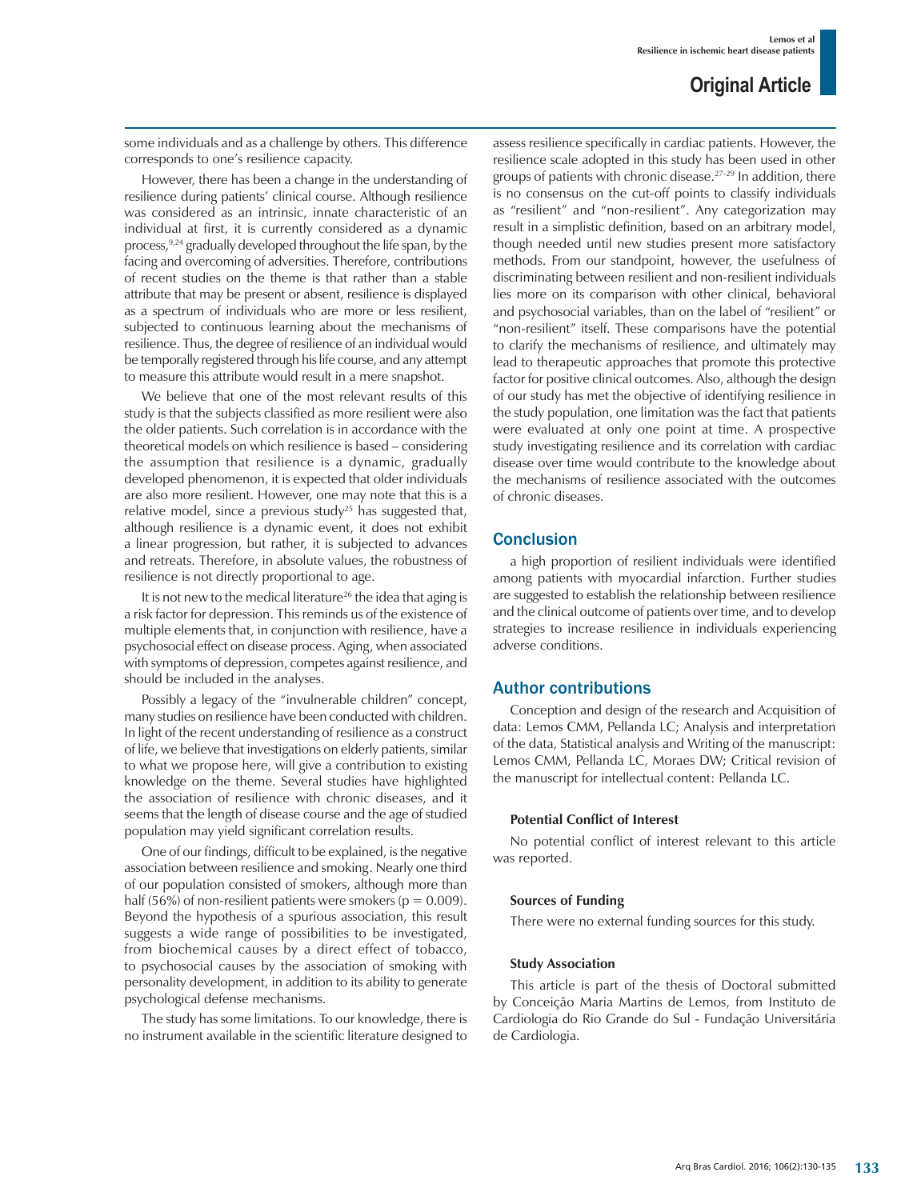some individuals and as a challenge by others. This difference corresponds to one's resilience capacity.

However, there has been a change in the understanding of resilience during patients' clinical course. Although resilience was considered as an intrinsic, innate characteristic of an individual at first, it is currently considered as a dynamic process,[9,24] gradually developed throughout the life span, by the facing and overcoming of adversities. Therefore, contributions of recent studies on the theme is that rather than a stable attribute that may be present or absent, resilience is displayed as a spectrum of individuals who are more or less resilient, subjected to continuous learning about the mechanisms of resilience. Thus, the degree of resilience of an individual would be temporally registered through his life course, and any attempt to measure this attribute would result in a mere snapshot.

We believe that one of the most relevant results of this study is that the subjects classified as more resilient were also the older patients. Such correlation is in accordance with the theoretical models on which resilience is based – considering the assumption that resilience is a dynamic, gradually developed phenomenon, it is expected that older individuals are also more resilient. However, one may note that this is a relative model, since a previous study[25] has suggested that, although resilience is a dynamic event, it does not exhibit a linear progression, but rather, it is subjected to advances and retreats. Therefore, in absolute values, the robustness of resilience is not directly proportional to age.

It is not new to the medical literature[26] the idea that aging is a risk factor for depression. This reminds us of the existence of multiple elements that, in conjunction with resilience, have a psychosocial effect on disease process. Aging, when associated with symptoms of depression, competes against resilience, and should be included in the analyses.

Possibly a legacy of the "invulnerable children" concept, many studies on resilience have been conducted with children. In light of the recent understanding of resilience as a construct of life, we believe that investigations on elderly patients, similar to what we propose here, will give a contribution to existing knowledge on the theme. Several studies have highlighted the association of resilience with chronic diseases, and it seems that the length of disease course and the age of studied population may yield significant correlation results.

One of our findings, difficult to be explained, is the negative association between resilience and smoking. Nearly one third of our population consisted of smokers, although more than half (56%) of non-resilient patients were smokers ($p = 0.009$). Beyond the hypothesis of a spurious association, this result suggests a wide range of possibilities to be investigated, from biochemical causes by a direct effect of tobacco, to psychosocial causes by the association of smoking with personality development, in addition to its ability to generate psychological defense mechanisms.

The study has some limitations. To our knowledge, there is no instrument available in the scientific literature designed to assess resilience specifically in cardiac patients. However, the resilience scale adopted in this study has been used in other groups of patients with chronic disease.[27-29] In addition, there is no consensus on the cut-off points to classify individuals as "resilient" and "non-resilient". Any categorization may result in a simplistic definition, based on an arbitrary model, though needed until new studies present more satisfactory methods. From our standpoint, however, the usefulness of discriminating between resilient and non-resilient individuals lies more on its comparison with other clinical, behavioral and psychosocial variables, than on the label of "resilient" or "non-resilient" itself. These comparisons have the potential to clarify the mechanisms of resilience, and ultimately may lead to therapeutic approaches that promote this protective factor for positive clinical outcomes. Also, although the design of our study has met the objective of identifying resilience in the study population, one limitation was the fact that patients were evaluated at only one point at time. A prospective study investigating resilience and its correlation with cardiac disease over time would contribute to the knowledge about the mechanisms of resilience associated with the outcomes of chronic diseases.

## Conclusion

a high proportion of resilient individuals were identified among patients with myocardial infarction. Further studies are suggested to establish the relationship between resilience and the clinical outcome of patients over time, and to develop strategies to increase resilience in individuals experiencing adverse conditions.

## Author contributions

Conception and design of the research and Acquisition of data: Lemos CMM, Pellanda LC; Analysis and interpretation of the data, Statistical analysis and Writing of the manuscript: Lemos CMM, Pellanda LC, Moraes DW; Critical revision of the manuscript for intellectual content: Pellanda LC.

### Potential Conflict of Interest

No potential conflict of interest relevant to this article was reported.

### Sources of Funding

There were no external funding sources for this study.

### Study Association

This article is part of the thesis of Doctoral submitted by Conceição Maria Martins de Lemos, from Instituto de Cardiologia do Rio Grande do Sul - Fundação Universitária de Cardiologia.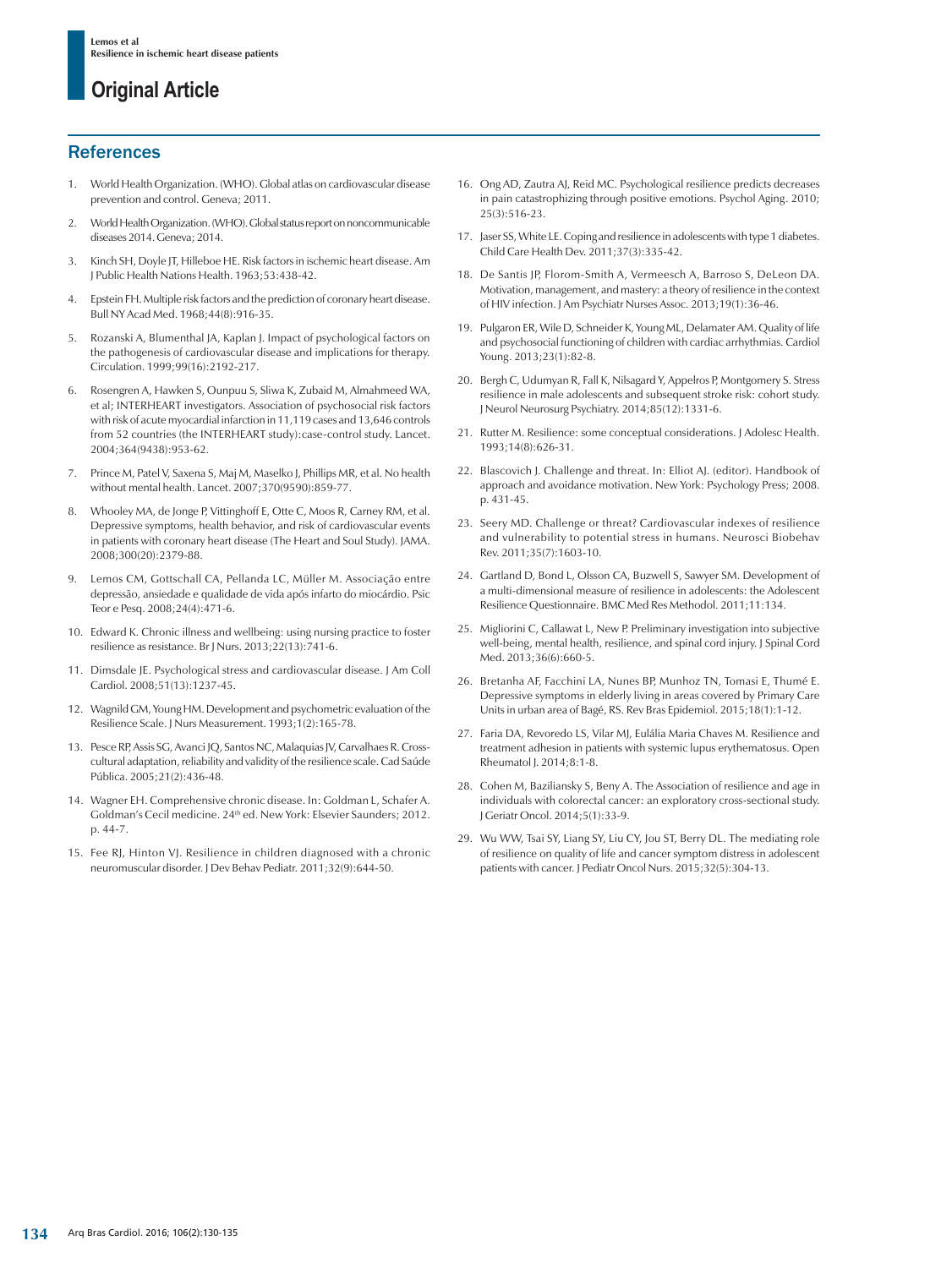## References

1. World Health Organization. (WHO). Global atlas on cardiovascular disease prevention and control. Geneva; 2011.
2. World Health Organization. (WHO). Global status report on noncommunicable diseases 2014. Geneva; 2014.
3. Kinch SH, Doyle JT, Hilleboe HE. Risk factors in ischemic heart disease. Am J Public Health Nations Health. 1963;53:438-42.
4. Epstein FH. Multiple risk factors and the prediction of coronary heart disease. Bull NY Acad Med. 1968;44(8):916-35.
5. Rozanski A, Blumenthal JA, Kaplan J. Impact of psychological factors on the pathogenesis of cardiovascular disease and implications for therapy. Circulation. 1999;99(16):2192-217.
6. Rosengren A, Hawken S, Ounpuu S, Sliwa K, Zubaid M, Almahmeed WA, et al; INTERHEART investigators. Association of psychosocial risk factors with risk of acute myocardial infarction in 11,119 cases and 13,646 controls from 52 countries (the INTERHEART study):case-control study. Lancet. 2004;364(9438):953-62.
7. Prince M, Patel V, Saxena S, Maj M, Maselko J, Phillips MR, et al. No health without mental health. Lancet. 2007;370(9590):859-77.
8. Whooley MA, de Jonge P, Vittinghoff E, Otte C, Moos R, Carney RM, et al. Depressive symptoms, health behavior, and risk of cardiovascular events in patients with coronary heart disease (The Heart and Soul Study). JAMA. 2008;300(20):2379-88.
9. Lemos CM, Gottschall CA, Pellanda LC, Müller M. Associação entre depressão, ansiedade e qualidade de vida após infarto do miocárdio. Psic Teor e Pesq. 2008;24(4):471-6.
10. Edward K. Chronic illness and wellbeing: using nursing practice to foster resilience as resistance. Br J Nurs. 2013;22(13):741-6.
11. Dimsdale JE. Psychological stress and cardiovascular disease. J Am Coll Cardiol. 2008;51(13):1237-45.
12. Wagnild GM, Young HM. Development and psychometric evaluation of the Resilience Scale. J Nurs Measurement. 1993;1(2):165-78.
13. Pesce RP, Assis SG, Avanci JQ, Santos NC, Malaquias JV, Carvalhaes R. Cross-cultural adaptation, reliability and validity of the resilience scale. Cad Saúde Pública. 2005;21(2):436-48.
14. Wagner EH. Comprehensive chronic disease. In: Goldman L, Schafer A. Goldman's Cecil medicine. 24th ed. New York: Elsevier Saunders; 2012. p. 44-7.
15. Fee RJ, Hinton VJ. Resilience in children diagnosed with a chronic neuromuscular disorder. J Dev Behav Pediatr. 2011;32(9):644-50.
16. Ong AD, Zautra AJ, Reid MC. Psychological resilience predicts decreases in pain catastrophizing through positive emotions. Psychol Aging. 2010; 25(3):516-23.
17. Jaser SS, White LE. Coping and resilience in adolescents with type 1 diabetes. Child Care Health Dev. 2011;37(3):335-42.
18. De Santis JP, Florom-Smith A, Vermeesch A, Barroso S, DeLeon DA. Motivation, management, and mastery: a theory of resilience in the context of HIV infection. J Am Psychiatr Nurses Assoc. 2013;19(1):36-46.
19. Pulgaron ER, Wile D, Schneider K, Young ML, Delamater AM. Quality of life and psychosocial functioning of children with cardiac arrhythmias. Cardiol Young. 2013;23(1):82-8.
20. Bergh C, Udumyan R, Fall K, Nilsagard Y, Appelros P, Montgomery S. Stress resilience in male adolescents and subsequent stroke risk: cohort study. J Neurol Neurosurg Psychiatry. 2014;85(12):1331-6.
21. Rutter M. Resilience: some conceptual considerations. J Adolesc Health. 1993;14(8):626-31.
22. Blascovich J. Challenge and threat. In: Elliot AJ. (editor). Handbook of approach and avoidance motivation. New York: Psychology Press; 2008. p. 431-45.
23. Seery MD. Challenge or threat? Cardiovascular indexes of resilience and vulnerability to potential stress in humans. Neurosci Biobehav Rev. 2011;35(7):1603-10.
24. Gartland D, Bond L, Olsson CA, Buzwell S, Sawyer SM. Development of a multi-dimensional measure of resilience in adolescents: the Adolescent Resilience Questionnaire. BMC Med Res Methodol. 2011;11:134.
25. Migliorini C, Callawat L, New P. Preliminary investigation into subjective well-being, mental health, resilience, and spinal cord injury. J Spinal Cord Med. 2013;36(6):660-5.
26. Bretanha AF, Facchini LA, Nunes BP, Munhoz TN, Tomasi E, Thumé E. Depressive symptoms in elderly living in areas covered by Primary Care Units in urban area of Bagé, RS. Rev Bras Epidemiol. 2015;18(1):1-12.
27. Faria DA, Revoredo LS, Vilar MJ, Eulália Maria Chaves M. Resilience and treatment adhesion in patients with systemic lupus erythematosus. Open Rheumatol J. 2014;8:1-8.
28. Cohen M, Baziliansky S, Beny A. The Association of resilience and age in individuals with colorectal cancer: an exploratory cross-sectional study. J Geriatr Oncol. 2014;5(1):33-9.
29. Wu WW, Tsai SY, Liang SY, Liu CY, Jou ST, Berry DL. The mediating role of resilience on quality of life and cancer symptom distress in adolescent patients with cancer. J Pediatr Oncol Nurs. 2015;32(5):304-13.